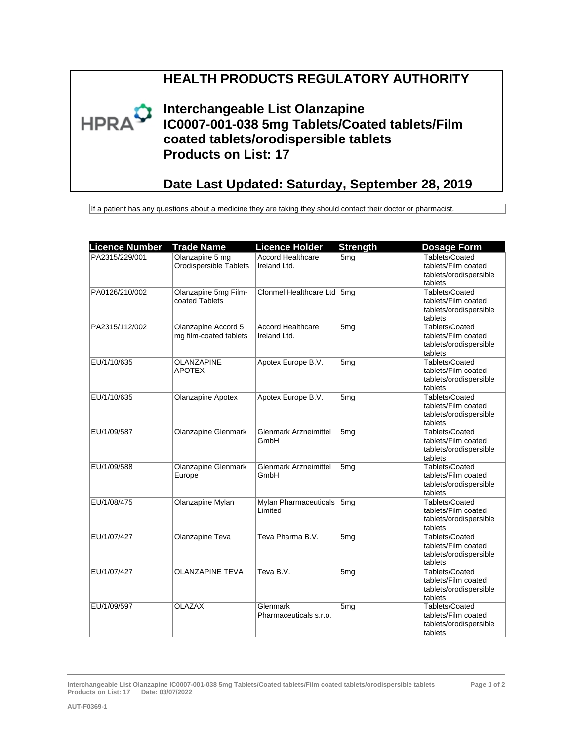# HEALTH PRODUCTS REGULATORY AUTHORITY

## Interchangeable List Olanzapine IC0007-001-038 5mg Tablets/Coated tablets/Film coated tablets/orodispersible tablets

## Products on List: 17

## Date Last Updated: Saturday, September 28, 2019

If a patient has any questions about a medicine they are taking they should contact their doctor or pharmacist.

| Licence Number | Trade Name | Licence Holder | Strength | Dosage Form |
| --- | --- | --- | --- | --- |
| PA2315/229/001 | Olanzapine 5 mg Orodispersible Tablets | Accord Healthcare Ireland Ltd. | 5mg | Tablets/Coated tablets/Film coated tablets/orodispersible tablets |
| PA0126/210/002 | Olanzapine 5mg Film-coated Tablets | Clonmel Healthcare Ltd | 5mg | Tablets/Coated tablets/Film coated tablets/orodispersible tablets |
| PA2315/112/002 | Olanzapine Accord 5 mg film-coated tablets | Accord Healthcare Ireland Ltd. | 5mg | Tablets/Coated tablets/Film coated tablets/orodispersible tablets |
| EU/1/10/635 | OLANZAPINE APOTEX | Apotex Europe B.V. | 5mg | Tablets/Coated tablets/Film coated tablets/orodispersible tablets |
| EU/1/10/635 | Olanzapine Apotex | Apotex Europe B.V. | 5mg | Tablets/Coated tablets/Film coated tablets/orodispersible tablets |
| EU/1/09/587 | Olanzapine Glenmark | Glenmark Arzneimittel GmbH | 5mg | Tablets/Coated tablets/Film coated tablets/orodispersible tablets |
| EU/1/09/588 | Olanzapine Glenmark Europe | Glenmark Arzneimittel GmbH | 5mg | Tablets/Coated tablets/Film coated tablets/orodispersible tablets |
| EU/1/08/475 | Olanzapine Mylan | Mylan Pharmaceuticals Limited | 5mg | Tablets/Coated tablets/Film coated tablets/orodispersible tablets |
| EU/1/07/427 | Olanzapine Teva | Teva Pharma B.V. | 5mg | Tablets/Coated tablets/Film coated tablets/orodispersible tablets |
| EU/1/07/427 | OLANZAPINE TEVA | Teva B.V. | 5mg | Tablets/Coated tablets/Film coated tablets/orodispersible tablets |
| EU/1/09/597 | OLAZAX | Glenmark Pharmaceuticals s.r.o. | 5mg | Tablets/Coated tablets/Film coated tablets/orodispersible tablets |

AUT-F0369-1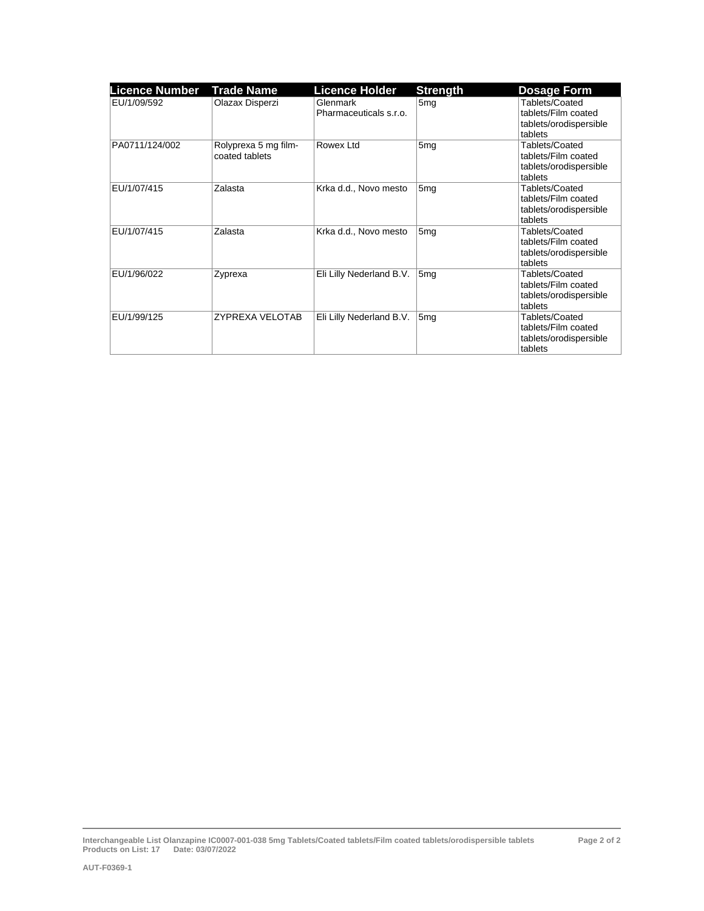| Licence Number | Trade Name | Licence Holder | Strength | Dosage Form |
|---|---|---|---|---|
| EU/1/09/592 | Olazax Disperzi | Glenmark Pharmaceuticals s.r.o. | 5mg | Tablets/Coated tablets/Film coated tablets/orodispersible tablets |
| PA0711/124/002 | Rolyprexa 5 mg film-coated tablets | Rowex Ltd | 5mg | Tablets/Coated tablets/Film coated tablets/orodispersible tablets |
| EU/1/07/415 | Zalasta | Krka d.d., Novo mesto | 5mg | Tablets/Coated tablets/Film coated tablets/orodispersible tablets |
| EU/1/07/415 | Zalasta | Krka d.d., Novo mesto | 5mg | Tablets/Coated tablets/Film coated tablets/orodispersible tablets |
| EU/1/96/022 | Zyprexa | Eli Lilly Nederland B.V. | 5mg | Tablets/Coated tablets/Film coated tablets/orodispersible tablets |
| EU/1/99/125 | ZYPREXA VELOTAB | Eli Lilly Nederland B.V. | 5mg | Tablets/Coated tablets/Film coated tablets/orodispersible tablets |